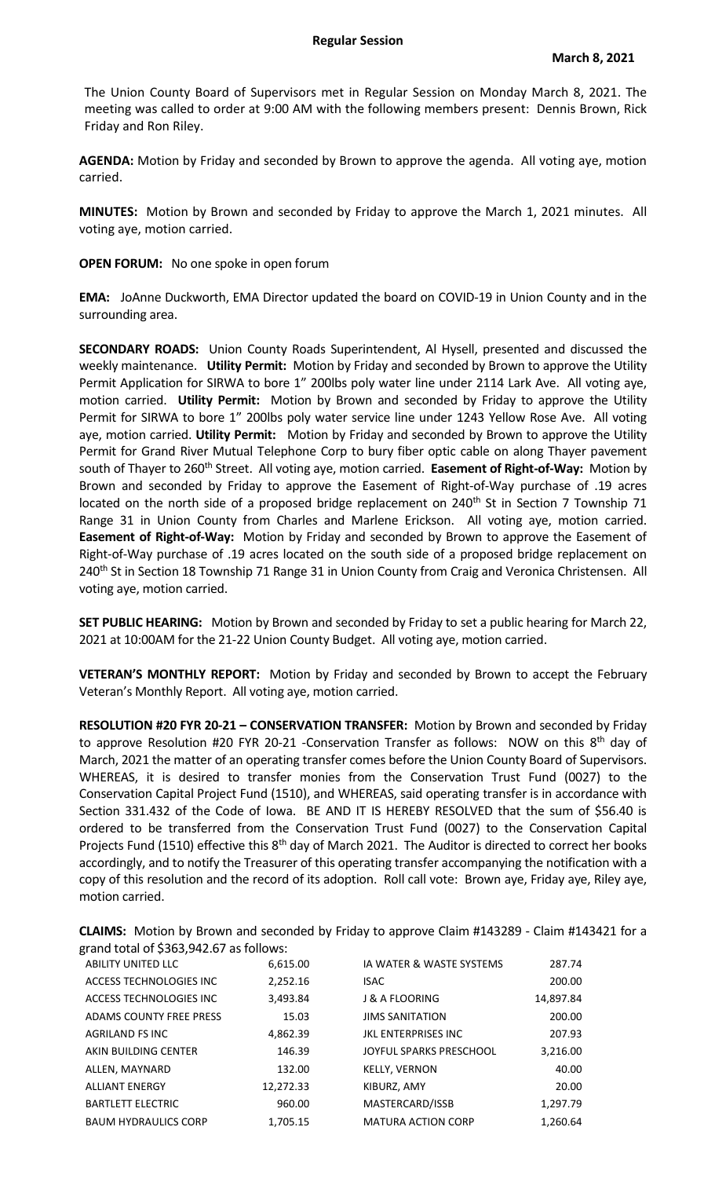**Regular Session**

**March 8, 2021**

The Union County Board of Supervisors met in Regular Session on Monday March 8, 2021. The meeting was called to order at 9:00 AM with the following members present: Dennis Brown, Rick Friday and Ron Riley.

**AGENDA:** Motion by Friday and seconded by Brown to approve the agenda. All voting aye, motion carried.

**MINUTES:** Motion by Brown and seconded by Friday to approve the March 1, 2021 minutes. All voting aye, motion carried.

**OPEN FORUM:** No one spoke in open forum

**EMA:** JoAnne Duckworth, EMA Director updated the board on COVID-19 in Union County and in the surrounding area.

**SECONDARY ROADS:** Union County Roads Superintendent, Al Hysell, presented and discussed the weekly maintenance. **Utility Permit:** Motion by Friday and seconded by Brown to approve the Utility Permit Application for SIRWA to bore 1" 200lbs poly water line under 2114 Lark Ave. All voting aye, motion carried. **Utility Permit:** Motion by Brown and seconded by Friday to approve the Utility Permit for SIRWA to bore 1" 200lbs poly water service line under 1243 Yellow Rose Ave. All voting aye, motion carried. **Utility Permit:** Motion by Friday and seconded by Brown to approve the Utility Permit for Grand River Mutual Telephone Corp to bury fiber optic cable on along Thayer pavement south of Thayer to 260th Street. All voting aye, motion carried. **Easement of Right-of-Way:** Motion by Brown and seconded by Friday to approve the Easement of Right-of-Way purchase of .19 acres located on the north side of a proposed bridge replacement on 240th St in Section 7 Township 71 Range 31 in Union County from Charles and Marlene Erickson. All voting aye, motion carried. **Easement of Right-of-Way:** Motion by Friday and seconded by Brown to approve the Easement of Right-of-Way purchase of .19 acres located on the south side of a proposed bridge replacement on 240th St in Section 18 Township 71 Range 31 in Union County from Craig and Veronica Christensen. All voting aye, motion carried.

**SET PUBLIC HEARING:** Motion by Brown and seconded by Friday to set a public hearing for March 22, 2021 at 10:00AM for the 21-22 Union County Budget. All voting aye, motion carried.

**VETERAN'S MONTHLY REPORT:** Motion by Friday and seconded by Brown to accept the February Veteran's Monthly Report. All voting aye, motion carried.

**RESOLUTION #20 FYR 20-21 – CONSERVATION TRANSFER:** Motion by Brown and seconded by Friday to approve Resolution #20 FYR 20-21 -Conservation Transfer as follows: NOW on this 8th day of March, 2021 the matter of an operating transfer comes before the Union County Board of Supervisors. WHEREAS, it is desired to transfer monies from the Conservation Trust Fund (0027) to the Conservation Capital Project Fund (1510), and WHEREAS, said operating transfer is in accordance with Section 331.432 of the Code of Iowa. BE AND IT IS HEREBY RESOLVED that the sum of $56.40 is ordered to be transferred from the Conservation Trust Fund (0027) to the Conservation Capital Projects Fund (1510) effective this 8th day of March 2021. The Auditor is directed to correct her books accordingly, and to notify the Treasurer of this operating transfer accompanying the notification with a copy of this resolution and the record of its adoption. Roll call vote: Brown aye, Friday aye, Riley aye, motion carried.

**CLAIMS:** Motion by Brown and seconded by Friday to approve Claim #143289 - Claim #143421 for a grand total of $363,942.67 as follows:

| | | | |
|---|---|---|---|
| ABILITY UNITED LLC | 6,615.00 | IA WATER & WASTE SYSTEMS | 287.74 |
| ACCESS TECHNOLOGIES INC | 2,252.16 | ISAC | 200.00 |
| ACCESS TECHNOLOGIES INC | 3,493.84 | J & A FLOORING | 14,897.84 |
| ADAMS COUNTY FREE PRESS | 15.03 | JIMS SANITATION | 200.00 |
| AGRILAND FS INC | 4,862.39 | JKL ENTERPRISES INC | 207.93 |
| AKIN BUILDING CENTER | 146.39 | JOYFUL SPARKS PRESCHOOL | 3,216.00 |
| ALLEN, MAYNARD | 132.00 | KELLY, VERNON | 40.00 |
| ALLIANT ENERGY | 12,272.33 | KIBURZ, AMY | 20.00 |
| BARTLETT ELECTRIC | 960.00 | MASTERCARD/ISSB | 1,297.79 |
| BAUM HYDRAULICS CORP | 1,705.15 | MATURA ACTION CORP | 1,260.64 |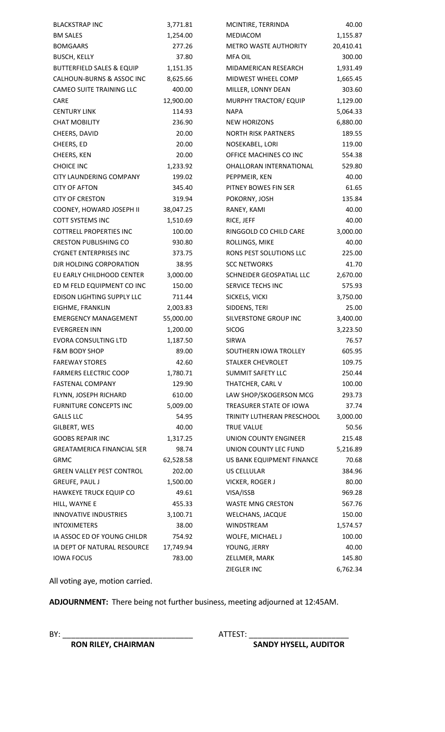| | | | |
|---|---|---|---|
| BLACKSTRAP INC | 3,771.81 | MCINTIRE, TERRINDA | 40.00 |
| BM SALES | 1,254.00 | MEDIACOM | 1,155.87 |
| BOMGAARS | 277.26 | METRO WASTE AUTHORITY | 20,410.41 |
| BUSCH, KELLY | 37.80 | MFA OIL | 300.00 |
| BUTTERFIELD SALES & EQUIP | 1,151.35 | MIDAMERICAN RESEARCH | 1,931.49 |
| CALHOUN-BURNS & ASSOC INC | 8,625.66 | MIDWEST WHEEL COMP | 1,665.45 |
| CAMEO SUITE TRAINING LLC | 400.00 | MILLER, LONNY DEAN | 303.60 |
| CARE | 12,900.00 | MURPHY TRACTOR/ EQUIP | 1,129.00 |
| CENTURY LINK | 114.93 | NAPA | 5,064.33 |
| CHAT MOBILITY | 236.90 | NEW HORIZONS | 6,880.00 |
| CHEERS, DAVID | 20.00 | NORTH RISK PARTNERS | 189.55 |
| CHEERS, ED | 20.00 | NOSEKABEL, LORI | 119.00 |
| CHEERS, KEN | 20.00 | OFFICE MACHINES CO INC | 554.38 |
| CHOICE INC | 1,233.92 | OHALLORAN INTERNATIONAL | 529.80 |
| CITY LAUNDERING COMPANY | 199.02 | PEPPMEIR, KEN | 40.00 |
| CITY OF AFTON | 345.40 | PITNEY BOWES FIN SER | 61.65 |
| CITY OF CRESTON | 319.94 | POKORNY, JOSH | 135.84 |
| COONEY, HOWARD JOSEPH II | 38,047.25 | RANEY, KAMI | 40.00 |
| COTT SYSTEMS INC | 1,510.69 | RICE, JEFF | 40.00 |
| COTTRELL PROPERTIES INC | 100.00 | RINGGOLD CO CHILD CARE | 3,000.00 |
| CRESTON PUBLISHING CO | 930.80 | ROLLINGS, MIKE | 40.00 |
| CYGNET ENTERPRISES INC | 373.75 | RONS PEST SOLUTIONS LLC | 225.00 |
| DJR HOLDING CORPORATION | 38.95 | SCC NETWORKS | 41.70 |
| EU EARLY CHILDHOOD CENTER | 3,000.00 | SCHNEIDER GEOSPATIAL LLC | 2,670.00 |
| ED M FELD EQUIPMENT CO INC | 150.00 | SERVICE TECHS INC | 575.93 |
| EDISON LIGHTING SUPPLY LLC | 711.44 | SICKELS, VICKI | 3,750.00 |
| EIGHME, FRANKLIN | 2,003.83 | SIDDENS, TERI | 25.00 |
| EMERGENCY MANAGEMENT | 55,000.00 | SILVERSTONE GROUP INC | 3,400.00 |
| EVERGREEN INN | 1,200.00 | SICOG | 3,223.50 |
| EVORA CONSULTING LTD | 1,187.50 | SIRWA | 76.57 |
| F&M BODY SHOP | 89.00 | SOUTHERN IOWA TROLLEY | 605.95 |
| FAREWAY STORES | 42.60 | STALKER CHEVROLET | 109.75 |
| FARMERS ELECTRIC COOP | 1,780.71 | SUMMIT SAFETY LLC | 250.44 |
| FASTENAL COMPANY | 129.90 | THATCHER, CARL V | 100.00 |
| FLYNN, JOSEPH RICHARD | 610.00 | LAW SHOP/SKOGERSON MCG | 293.73 |
| FURNITURE CONCEPTS INC | 5,009.00 | TREASURER STATE OF IOWA | 37.74 |
| GALLS LLC | 54.95 | TRINITY LUTHERAN PRESCHOOL | 3,000.00 |
| GILBERT, WES | 40.00 | TRUE VALUE | 50.56 |
| GOOBS REPAIR INC | 1,317.25 | UNION COUNTY ENGINEER | 215.48 |
| GREATAMERICA FINANCIAL SER | 98.74 | UNION COUNTY LEC FUND | 5,216.89 |
| GRMC | 62,528.58 | US BANK EQUIPMENT FINANCE | 70.68 |
| GREEN VALLEY PEST CONTROL | 202.00 | US CELLULAR | 384.96 |
| GREUFE, PAUL J | 1,500.00 | VICKER, ROGER J | 80.00 |
| HAWKEYE TRUCK EQUIP CO | 49.61 | VISA/ISSB | 969.28 |
| HILL, WAYNE E | 455.33 | WASTE MNG CRESTON | 567.76 |
| INNOVATIVE INDUSTRIES | 3,100.71 | WELCHANS, JACQUE | 150.00 |
| INTOXIMETERS | 38.00 | WINDSTREAM | 1,574.57 |
| IA ASSOC ED OF YOUNG CHILDR | 754.92 | WOLFE, MICHAEL J | 100.00 |
| IA DEPT OF NATURAL RESOURCE | 17,749.94 | YOUNG, JERRY | 40.00 |
| IOWA FOCUS | 783.00 | ZELLMER, MARK | 145.80 |
| | | ZIEGLER INC | 6,762.34 |

All voting aye, motion carried.

**ADJOURNMENT:** There being not further business, meeting adjourned at 12:45AM.

BY: ______________________________ ATTEST: ______________________

**RON RILEY, CHAIRMAN** **SANDY HYSELL, AUDITOR**